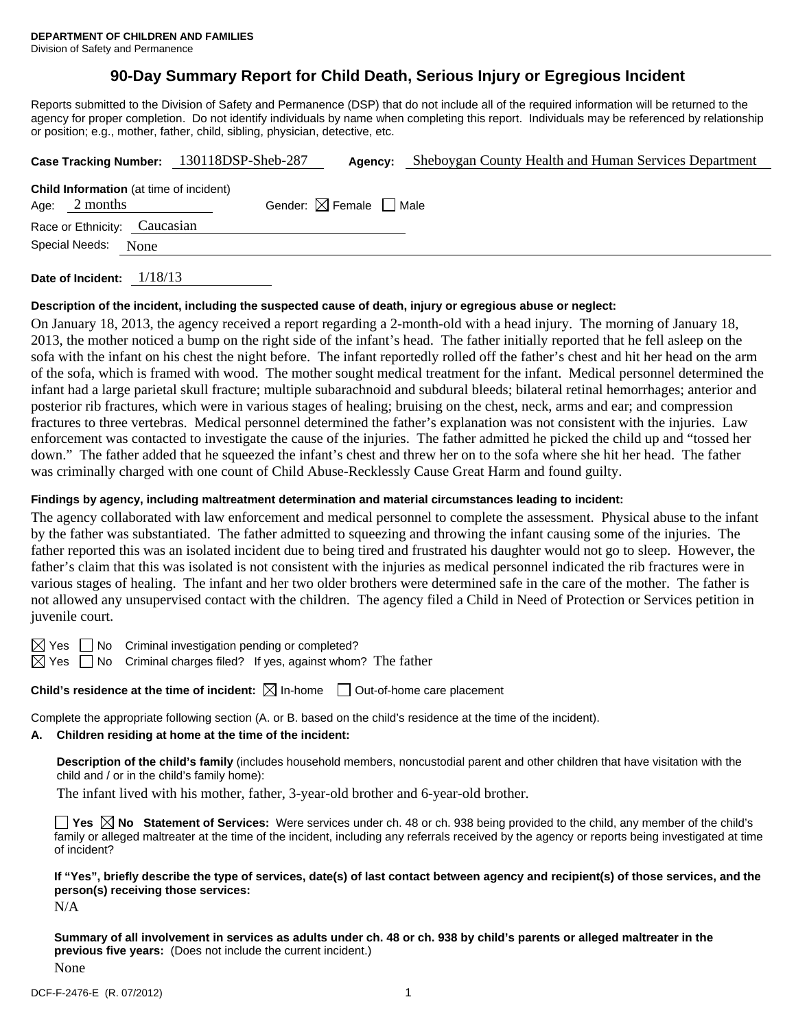**DEPARTMENT OF CHILDREN AND FAMILIES**
Division of Safety and Permanence

# 90-Day Summary Report for Child Death, Serious Injury or Egregious Incident

Reports submitted to the Division of Safety and Permanence (DSP) that do not include all of the required information will be returned to the agency for proper completion. Do not identify individuals by name when completing this report. Individuals may be referenced by relationship or position; e.g., mother, father, child, sibling, physician, detective, etc.

**Case Tracking Number:** 130118DSP-Sheb-287 **Agency:** Sheboygan County Health and Human Services Department

**Child Information** (at time of incident)
Age: 2 months Gender: ☒ Female ☐ Male
Race or Ethnicity: Caucasian
Special Needs: None

**Date of Incident:** 1/18/13

**Description of the incident, including the suspected cause of death, injury or egregious abuse or neglect:**

On January 18, 2013, the agency received a report regarding a 2-month-old with a head injury. The morning of January 18, 2013, the mother noticed a bump on the right side of the infant's head. The father initially reported that he fell asleep on the sofa with the infant on his chest the night before. The infant reportedly rolled off the father's chest and hit her head on the arm of the sofa, which is framed with wood. The mother sought medical treatment for the infant. Medical personnel determined the infant had a large parietal skull fracture; multiple subarachnoid and subdural bleeds; bilateral retinal hemorrhages; anterior and posterior rib fractures, which were in various stages of healing; bruising on the chest, neck, arms and ear; and compression fractures to three vertebras. Medical personnel determined the father's explanation was not consistent with the injuries. Law enforcement was contacted to investigate the cause of the injuries. The father admitted he picked the child up and "tossed her down." The father added that he squeezed the infant's chest and threw her on to the sofa where she hit her head. The father was criminally charged with one count of Child Abuse-Recklessly Cause Great Harm and found guilty.

**Findings by agency, including maltreatment determination and material circumstances leading to incident:**

The agency collaborated with law enforcement and medical personnel to complete the assessment. Physical abuse to the infant by the father was substantiated. The father admitted to squeezing and throwing the infant causing some of the injuries. The father reported this was an isolated incident due to being tired and frustrated his daughter would not go to sleep. However, the father's claim that this was isolated is not consistent with the injuries as medical personnel indicated the rib fractures were in various stages of healing. The infant and her two older brothers were determined safe in the care of the mother. The father is not allowed any unsupervised contact with the children. The agency filed a Child in Need of Protection or Services petition in juvenile court.

☒ Yes ☐ No Criminal investigation pending or completed?
☒ Yes ☐ No Criminal charges filed? If yes, against whom? The father

**Child's residence at the time of incident:** ☒ In-home ☐ Out-of-home care placement

Complete the appropriate following section (A. or B. based on the child's residence at the time of the incident).

**A. Children residing at home at the time of the incident:**

**Description of the child's family** (includes household members, noncustodial parent and other children that have visitation with the child and / or in the child's family home):

The infant lived with his mother, father, 3-year-old brother and 6-year-old brother.

☐ **Yes** ☒ **No Statement of Services:** Were services under ch. 48 or ch. 938 being provided to the child, any member of the child's family or alleged maltreater at the time of the incident, including any referrals received by the agency or reports being investigated at time of incident?

**If "Yes", briefly describe the type of services, date(s) of last contact between agency and recipient(s) of those services, and the person(s) receiving those services:**

N/A

**Summary of all involvement in services as adults under ch. 48 or ch. 938 by child's parents or alleged maltreater in the previous five years:** (Does not include the current incident.)

None

DCF-F-2476-E (R. 07/2012)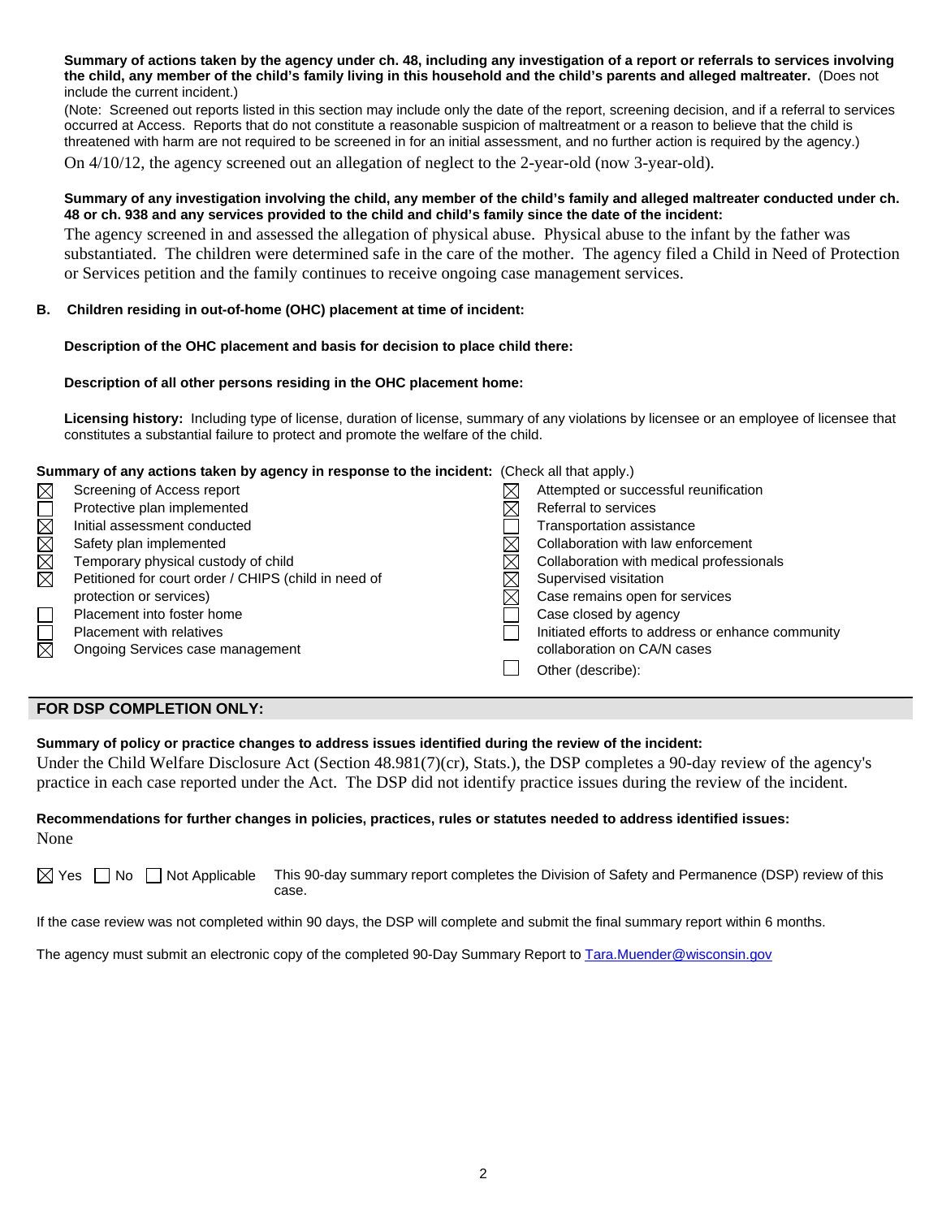**Summary of actions taken by the agency under ch. 48, including any investigation of a report or referrals to services involving the child, any member of the child's family living in this household and the child's parents and alleged maltreater.** (Does not include the current incident.)

(Note: Screened out reports listed in this section may include only the date of the report, screening decision, and if a referral to services occurred at Access. Reports that do not constitute a reasonable suspicion of maltreatment or a reason to believe that the child is threatened with harm are not required to be screened in for an initial assessment, and no further action is required by the agency.)

On 4/10/12, the agency screened out an allegation of neglect to the 2-year-old (now 3-year-old).

**Summary of any investigation involving the child, any member of the child's family and alleged maltreater conducted under ch. 48 or ch. 938 and any services provided to the child and child's family since the date of the incident:**

The agency screened in and assessed the allegation of physical abuse. Physical abuse to the infant by the father was substantiated. The children were determined safe in the care of the mother. The agency filed a Child in Need of Protection or Services petition and the family continues to receive ongoing case management services.

**B. Children residing in out-of-home (OHC) placement at time of incident:**

**Description of the OHC placement and basis for decision to place child there:**

**Description of all other persons residing in the OHC placement home:**

**Licensing history:** Including type of license, duration of license, summary of any violations by licensee or an employee of licensee that constitutes a substantial failure to protect and promote the welfare of the child.

**Summary of any actions taken by agency in response to the incident:** (Check all that apply.)

- ☒ Screening of Access report
- ☐ Protective plan implemented
- ☒ Initial assessment conducted
- ☒ Safety plan implemented
- ☒ Temporary physical custody of child
- ☒ Petitioned for court order / CHIPS (child in need of protection or services)
- ☐ Placement into foster home
- ☐ Placement with relatives
- ☒ Ongoing Services case management
- ☒ Attempted or successful reunification
- ☒ Referral to services
- ☐ Transportation assistance
- ☒ Collaboration with law enforcement
- ☒ Collaboration with medical professionals
- ☒ Supervised visitation
- ☒ Case remains open for services
- ☐ Case closed by agency
- ☐ Initiated efforts to address or enhance community collaboration on CA/N cases
- ☐ Other (describe):

## FOR DSP COMPLETION ONLY:

**Summary of policy or practice changes to address issues identified during the review of the incident:**

Under the Child Welfare Disclosure Act (Section 48.981(7)(cr), Stats.), the DSP completes a 90-day review of the agency's practice in each case reported under the Act. The DSP did not identify practice issues during the review of the incident.

**Recommendations for further changes in policies, practices, rules or statutes needed to address identified issues:**

None

☒ Yes ☐ No ☐ Not Applicable This 90-day summary report completes the Division of Safety and Permanence (DSP) review of this case.

If the case review was not completed within 90 days, the DSP will complete and submit the final summary report within 6 months.

The agency must submit an electronic copy of the completed 90-Day Summary Report to Tara.Muender@wisconsin.gov